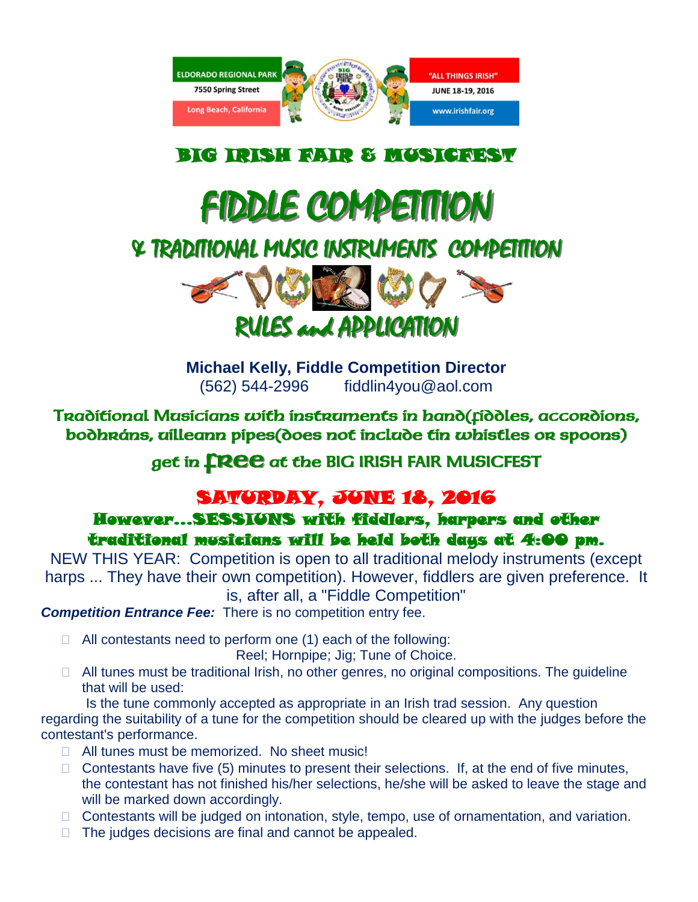ELDORADO REGIONAL PARK
7550 Spring Street
Long Beach, California

"ALL THINGS IRISH"
JUNE 18-19, 2016
www.irishfair.org

# BIG IRISH FAIR & MUSICFEST

# FIDDLE COMPETITION

## & TRADITIONAL MUSIC INSTRUMENTS COMPETITION

## RULES and APPLICATION

**Michael Kelly, Fiddle Competition Director**
(562) 544-2996 fiddlin4you@aol.com

Traditional Musicians with instruments in hand(fiddles, accordions, bodhráns, uilleann pipes(does not include tin whistles or spoons)

get in **free** at the BIG IRISH FAIR MUSICFEST

## SATURDAY, JUNE 18, 2016

### However…SESSIONS with fiddlers, harpers and other traditional musicians will be held both days at 4:00 pm.

NEW THIS YEAR: Competition is open to all traditional melody instruments (except harps ... They have their own competition). However, fiddlers are given preference. It is, after all, a "Fiddle Competition"

***Competition Entrance Fee:*** There is no competition entry fee.

- All contestants need to perform one (1) each of the following:
  Reel; Hornpipe; Jig; Tune of Choice.
- All tunes must be traditional Irish, no other genres, no original compositions. The guideline that will be used:

Is the tune commonly accepted as appropriate in an Irish trad session. Any question regarding the suitability of a tune for the competition should be cleared up with the judges before the contestant's performance.

- All tunes must be memorized. No sheet music!
- Contestants have five (5) minutes to present their selections. If, at the end of five minutes, the contestant has not finished his/her selections, he/she will be asked to leave the stage and will be marked down accordingly.
- Contestants will be judged on intonation, style, tempo, use of ornamentation, and variation.
- The judges decisions are final and cannot be appealed.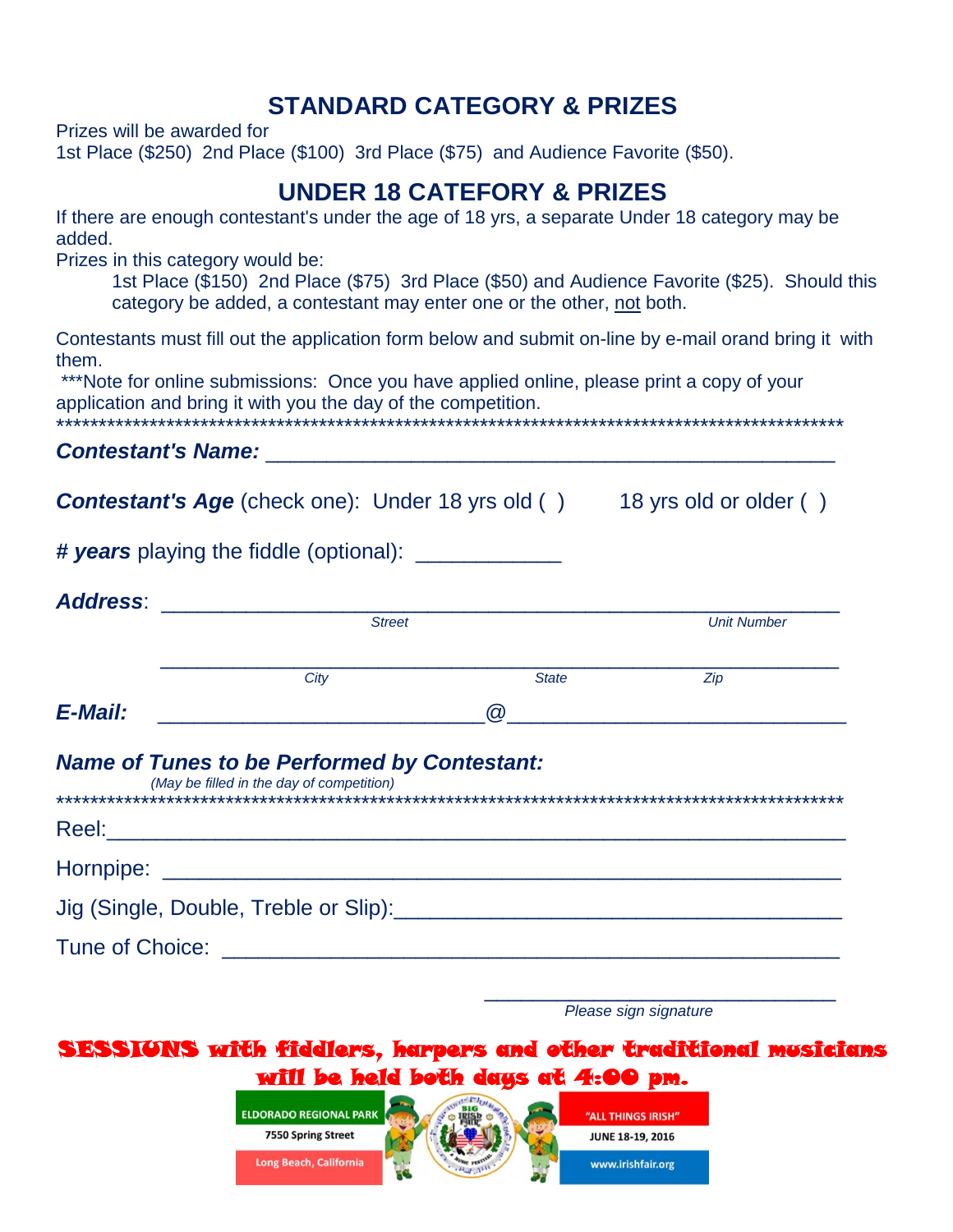## STANDARD CATEGORY & PRIZES

Prizes will be awarded for
1st Place ($250) 2nd Place ($100) 3rd Place ($75) and Audience Favorite ($50).

## UNDER 18 CATEFORY & PRIZES

If there are enough contestant's under the age of 18 yrs, a separate Under 18 category may be added.
Prizes in this category would be:

> 1st Place ($150) 2nd Place ($75) 3rd Place ($50) and Audience Favorite ($25). Should this category be added, a contestant may enter one or the other, <u>not</u> both.

Contestants must fill out the application form below and submit on-line by e-mail orand bring it with them.
***Note for online submissions: Once you have applied online, please print a copy of your application and bring it with you the day of the competition.

**************************************************************************************************

***Contestant's Name:*** _______________________________________________

***Contestant's Age*** (check one): Under 18 yrs old ( )   18 yrs old or older ( )

***# years*** playing the fiddle (optional): ____________

***Address***: _______________________________________________________
*Street*   *Unit Number*

_______________________________________________________
*City*   *State*   *Zip*

***E-Mail:*** ___________________________@____________________________

### *Name of Tunes to be Performed by Contestant:*

*(May be filled in the day of competition)*

**************************************************************************************************

Reel:____________________________________________________________

Hornpipe: _______________________________________________________

Jig (Single, Double, Treble or Slip):____________________________________

Tune of Choice: __________________________________________________

_________________________________
*Please sign signature*

**SESSIONS with fiddlers, harpers and other traditional musicians will be held both days at 4:00 pm.**

ELDORADO REGIONAL PARK
7550 Spring Street
Long Beach, California

"ALL THINGS IRISH"
JUNE 18-19, 2016
www.irishfair.org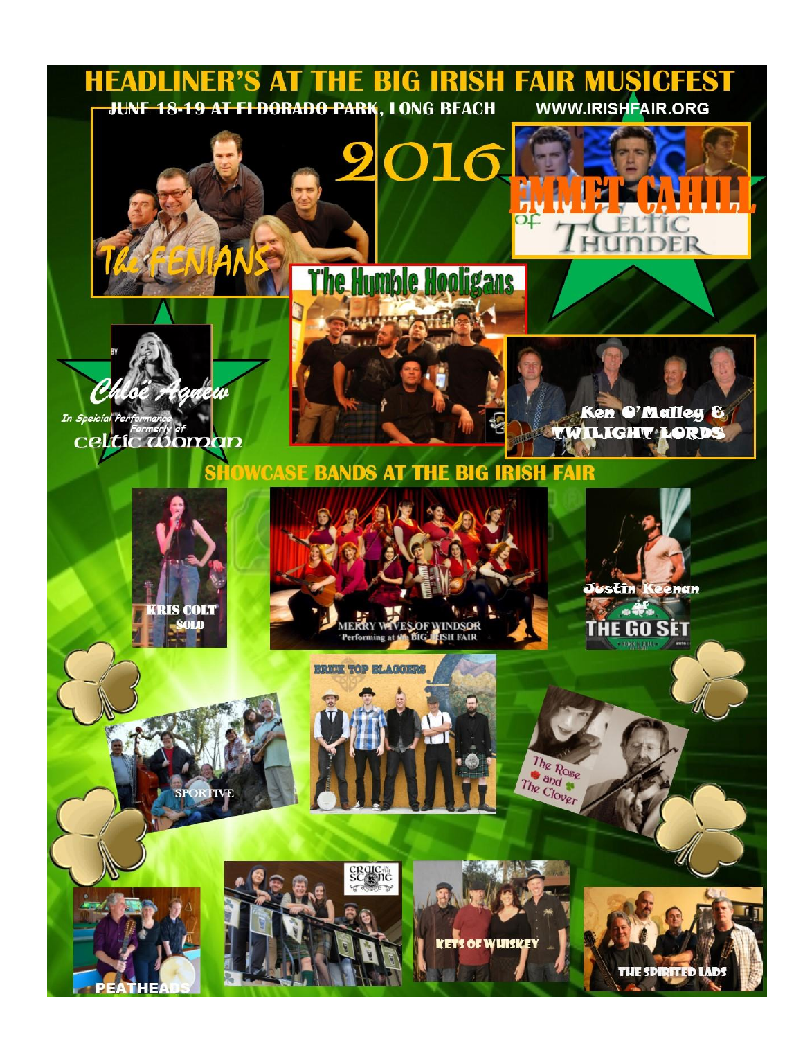# HEADLINER'S AT THE BIG IRISH FAIR MUSICFEST

JUNE 18-19 AT ELDORADO PARK, LONG BEACH    WWW.IRISHFAIR.ORG

2016

The FENIANS

EMMET CAHILL of Celtic Thunder

The Humble Hooligans

Chloë Agnew

In Speicial Performance Formerly of celtic woman

Ken O'Malley & TWILIGHT LORDS

## SHOWCASE BANDS AT THE BIG IRISH FAIR

KRIS COLT SOLO

MERRY WIVES OF WINDSOR Performing at the BIG IRISH FAIR

Justin Keenan of THE GO SET

BRICK TOP BLAGGERS

SPORTIVE

The Rose and The Clover

PEATHEADS

CRAIC in the SCENE

KETS OF WHISKEY

THE SPIRITED LADS